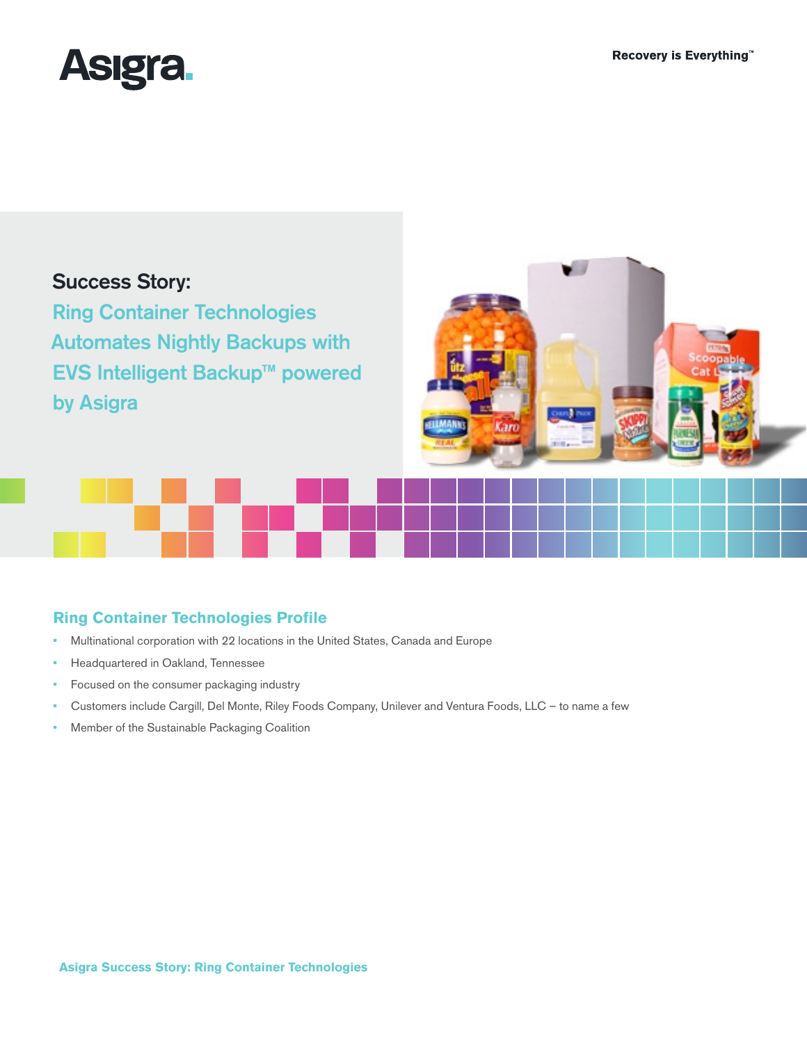Asigra.

Recovery is Everything™

## Success Story:

# Ring Container Technologies Automates Nightly Backups with EVS Intelligent Backup™ powered by Asigra

## Ring Container Technologies Profile

- Multinational corporation with 22 locations in the United States, Canada and Europe
- Headquartered in Oakland, Tennessee
- Focused on the consumer packaging industry
- Customers include Cargill, Del Monte, Riley Foods Company, Unilever and Ventura Foods, LLC – to name a few
- Member of the Sustainable Packaging Coalition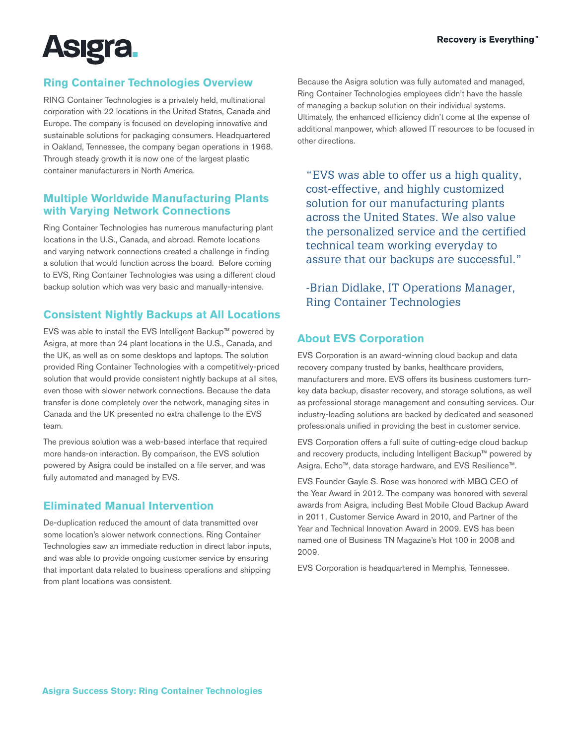## Ring Container Technologies Overview

RING Container Technologies is a privately held, multinational corporation with 22 locations in the United States, Canada and Europe. The company is focused on developing innovative and sustainable solutions for packaging consumers. Headquartered in Oakland, Tennessee, the company began operations in 1968. Through steady growth it is now one of the largest plastic container manufacturers in North America.

## Multiple Worldwide Manufacturing Plants with Varying Network Connections

Ring Container Technologies has numerous manufacturing plant locations in the U.S., Canada, and abroad. Remote locations and varying network connections created a challenge in finding a solution that would function across the board. Before coming to EVS, Ring Container Technologies was using a different cloud backup solution which was very basic and manually-intensive.

## Consistent Nightly Backups at All Locations

EVS was able to install the EVS Intelligent Backup™ powered by Asigra, at more than 24 plant locations in the U.S., Canada, and the UK, as well as on some desktops and laptops. The solution provided Ring Container Technologies with a competitively-priced solution that would provide consistent nightly backups at all sites, even those with slower network connections. Because the data transfer is done completely over the network, managing sites in Canada and the UK presented no extra challenge to the EVS team.

The previous solution was a web-based interface that required more hands-on interaction. By comparison, the EVS solution powered by Asigra could be installed on a file server, and was fully automated and managed by EVS.

## Eliminated Manual Intervention

De-duplication reduced the amount of data transmitted over some location's slower network connections. Ring Container Technologies saw an immediate reduction in direct labor inputs, and was able to provide ongoing customer service by ensuring that important data related to business operations and shipping from plant locations was consistent.

Because the Asigra solution was fully automated and managed, Ring Container Technologies employees didn't have the hassle of managing a backup solution on their individual systems. Ultimately, the enhanced efficiency didn't come at the expense of additional manpower, which allowed IT resources to be focused in other directions.

> "EVS was able to offer us a high quality, cost-effective, and highly customized solution for our manufacturing plants across the United States. We also value the personalized service and the certified technical team working everyday to assure that our backups are successful."
>
> -Brian Didlake, IT Operations Manager, Ring Container Technologies

## About EVS Corporation

EVS Corporation is an award-winning cloud backup and data recovery company trusted by banks, healthcare providers, manufacturers and more. EVS offers its business customers turn-key data backup, disaster recovery, and storage solutions, as well as professional storage management and consulting services. Our industry-leading solutions are backed by dedicated and seasoned professionals unified in providing the best in customer service.

EVS Corporation offers a full suite of cutting-edge cloud backup and recovery products, including Intelligent Backup™ powered by Asigra, Echo™, data storage hardware, and EVS Resilience™.

EVS Founder Gayle S. Rose was honored with MBQ CEO of the Year Award in 2012. The company was honored with several awards from Asigra, including Best Mobile Cloud Backup Award in 2011, Customer Service Award in 2010, and Partner of the Year and Technical Innovation Award in 2009. EVS has been named one of Business TN Magazine's Hot 100 in 2008 and 2009.

EVS Corporation is headquartered in Memphis, Tennessee.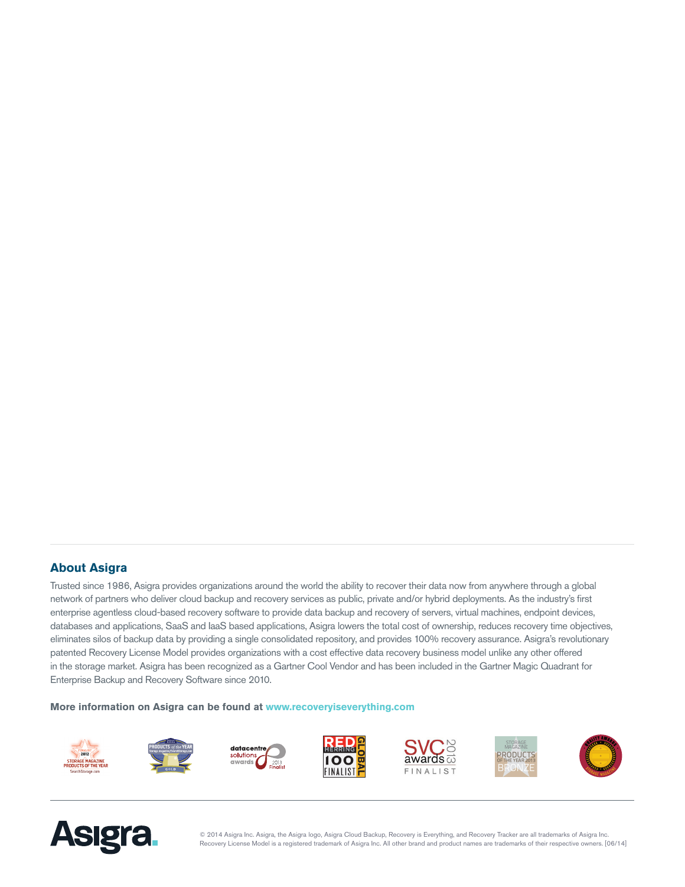## About Asigra

Trusted since 1986, Asigra provides organizations around the world the ability to recover their data now from anywhere through a global network of partners who deliver cloud backup and recovery services as public, private and/or hybrid deployments. As the industry's first enterprise agentless cloud-based recovery software to provide data backup and recovery of servers, virtual machines, endpoint devices, databases and applications, SaaS and IaaS based applications, Asigra lowers the total cost of ownership, reduces recovery time objectives, eliminates silos of backup data by providing a single consolidated repository, and provides 100% recovery assurance. Asigra's revolutionary patented Recovery License Model provides organizations with a cost effective data recovery business model unlike any other offered in the storage market. Asigra has been recognized as a Gartner Cool Vendor and has been included in the Gartner Magic Quadrant for Enterprise Backup and Recovery Software since 2010.

**More information on Asigra can be found at www.recoveryiseverything.com**

Asigra.

© 2014 Asigra Inc. Asigra, the Asigra logo, Asigra Cloud Backup, Recovery is Everything, and Recovery Tracker are all trademarks of Asigra Inc. Recovery License Model is a registered trademark of Asigra Inc. All other brand and product names are trademarks of their respective owners. [06/14]